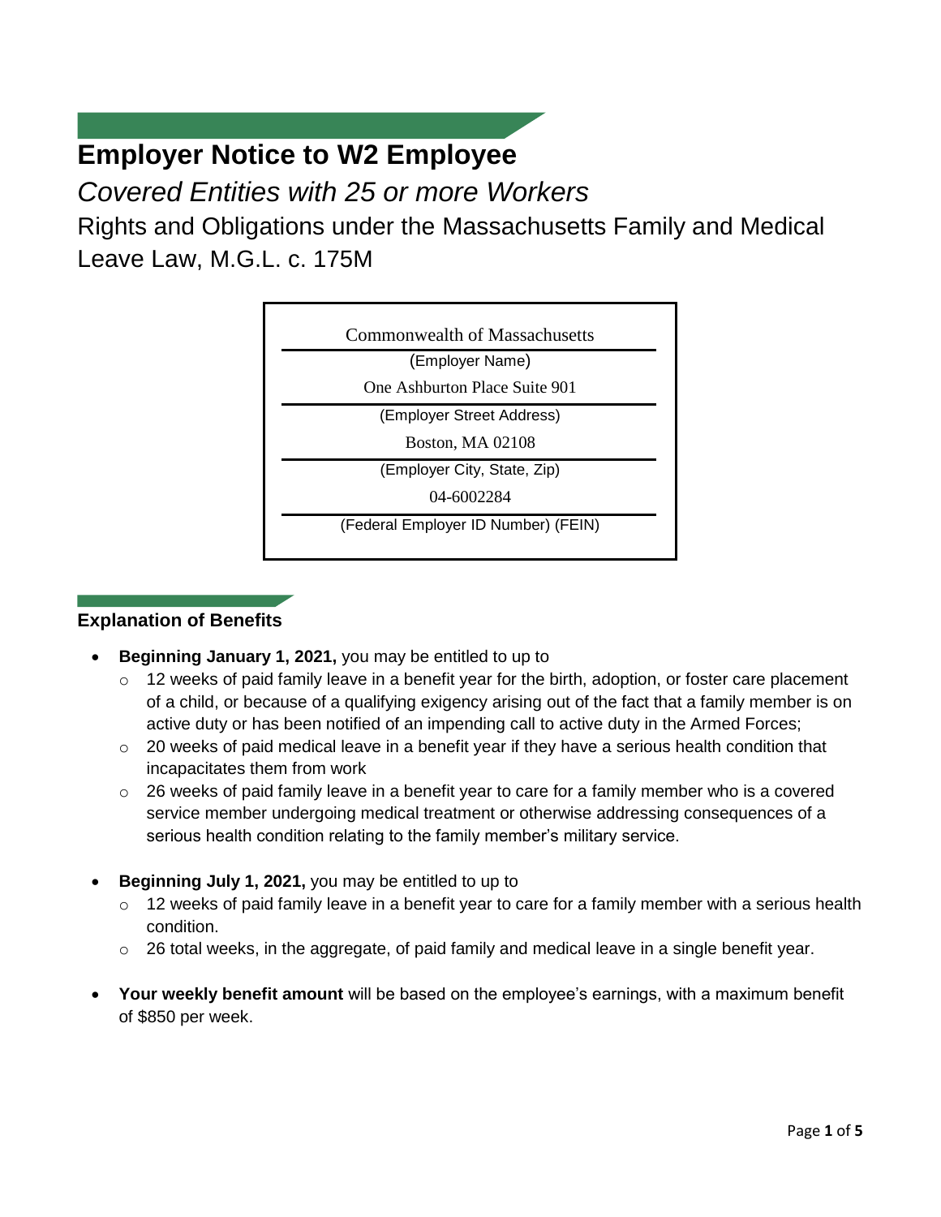# Employer Notice to W2 Employee

*Covered Entities with 25 or more Workers*

Rights and Obligations under the Massachusetts Family and Medical Leave Law, M.G.L. c. 175M

| Commonwealth of Massachusetts |
| --- |
| (Employer Name) |
| One Ashburton Place Suite 901 |
| (Employer Street Address) |
| Boston, MA 02108 |
| (Employer City, State, Zip) |
| 04-6002284 |
| (Federal Employer ID Number) (FEIN) |

## Explanation of Benefits

- **Beginning January 1, 2021,** you may be entitled to up to
  - 12 weeks of paid family leave in a benefit year for the birth, adoption, or foster care placement of a child, or because of a qualifying exigency arising out of the fact that a family member is on active duty or has been notified of an impending call to active duty in the Armed Forces;
  - 20 weeks of paid medical leave in a benefit year if they have a serious health condition that incapacitates them from work
  - 26 weeks of paid family leave in a benefit year to care for a family member who is a covered service member undergoing medical treatment or otherwise addressing consequences of a serious health condition relating to the family member's military service.

- **Beginning July 1, 2021,** you may be entitled to up to
  - 12 weeks of paid family leave in a benefit year to care for a family member with a serious health condition.
  - 26 total weeks, in the aggregate, of paid family and medical leave in a single benefit year.

- **Your weekly benefit amount** will be based on the employee's earnings, with a maximum benefit of $850 per week.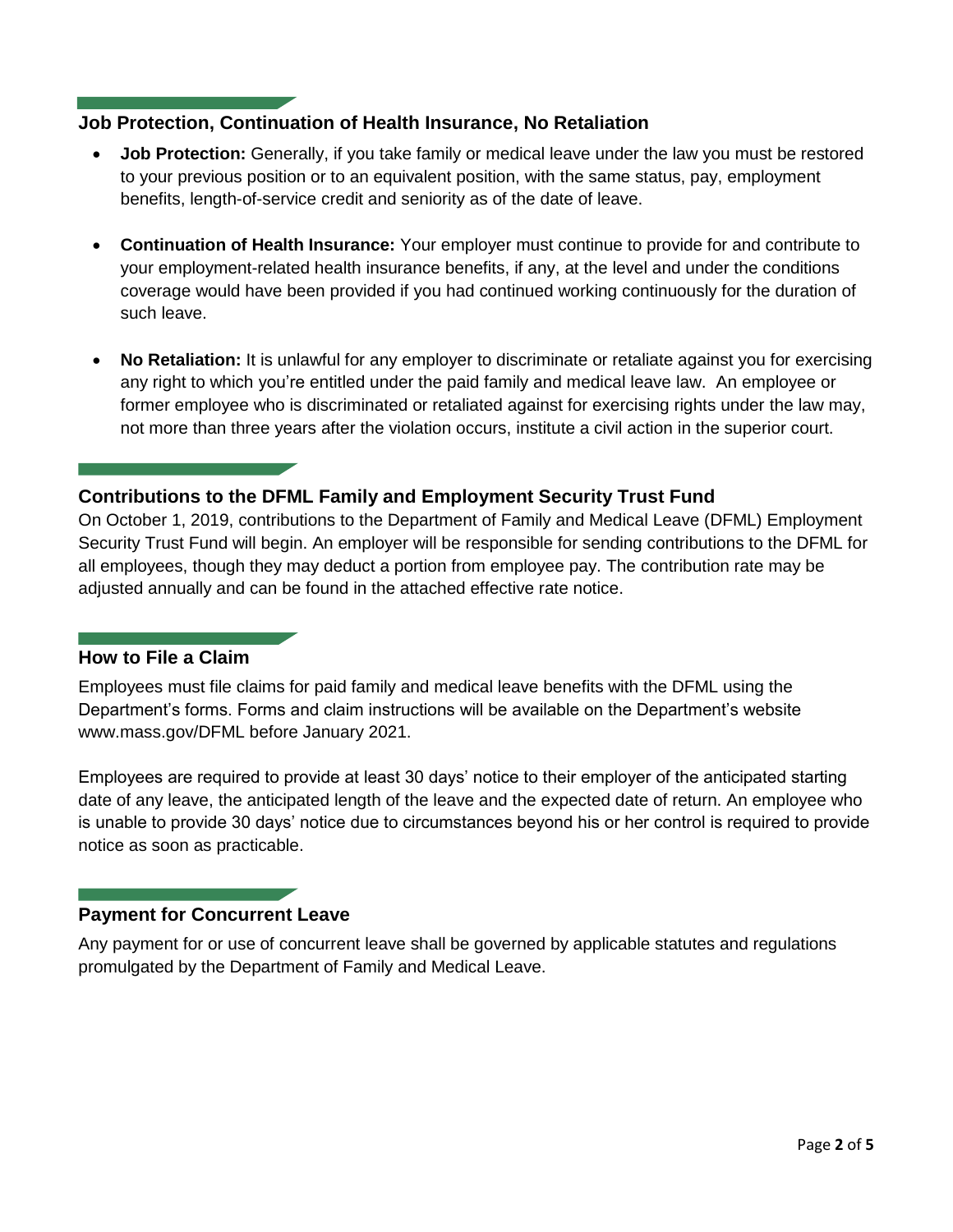## Job Protection, Continuation of Health Insurance, No Retaliation

- **Job Protection:** Generally, if you take family or medical leave under the law you must be restored to your previous position or to an equivalent position, with the same status, pay, employment benefits, length-of-service credit and seniority as of the date of leave.

- **Continuation of Health Insurance:** Your employer must continue to provide for and contribute to your employment-related health insurance benefits, if any, at the level and under the conditions coverage would have been provided if you had continued working continuously for the duration of such leave.

- **No Retaliation:** It is unlawful for any employer to discriminate or retaliate against you for exercising any right to which you're entitled under the paid family and medical leave law. An employee or former employee who is discriminated or retaliated against for exercising rights under the law may, not more than three years after the violation occurs, institute a civil action in the superior court.

## Contributions to the DFML Family and Employment Security Trust Fund

On October 1, 2019, contributions to the Department of Family and Medical Leave (DFML) Employment Security Trust Fund will begin. An employer will be responsible for sending contributions to the DFML for all employees, though they may deduct a portion from employee pay. The contribution rate may be adjusted annually and can be found in the attached effective rate notice.

## How to File a Claim

Employees must file claims for paid family and medical leave benefits with the DFML using the Department's forms. Forms and claim instructions will be available on the Department's website www.mass.gov/DFML before January 2021.

Employees are required to provide at least 30 days' notice to their employer of the anticipated starting date of any leave, the anticipated length of the leave and the expected date of return. An employee who is unable to provide 30 days' notice due to circumstances beyond his or her control is required to provide notice as soon as practicable.

## Payment for Concurrent Leave

Any payment for or use of concurrent leave shall be governed by applicable statutes and regulations promulgated by the Department of Family and Medical Leave.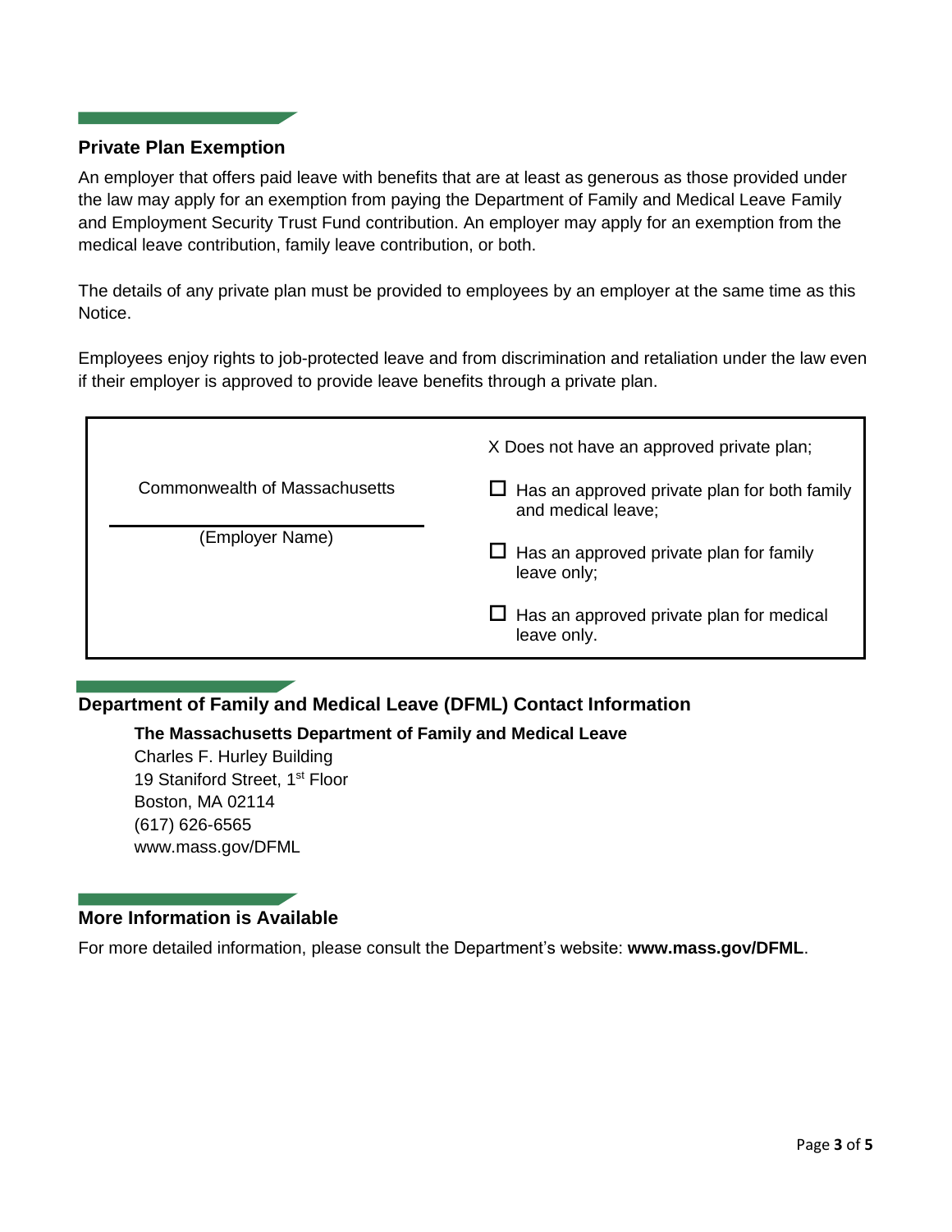## Private Plan Exemption

An employer that offers paid leave with benefits that are at least as generous as those provided under the law may apply for an exemption from paying the Department of Family and Medical Leave Family and Employment Security Trust Fund contribution. An employer may apply for an exemption from the medical leave contribution, family leave contribution, or both.

The details of any private plan must be provided to employees by an employer at the same time as this Notice.

Employees enjoy rights to job-protected leave and from discrimination and retaliation under the law even if their employer is approved to provide leave benefits through a private plan.

| Commonwealth of Massachusetts<br>(Employer Name) | X Does not have an approved private plan;<br>☐ Has an approved private plan for both family and medical leave;<br>☐ Has an approved private plan for family leave only;<br>☐ Has an approved private plan for medical leave only. |
|---|---|

## Department of Family and Medical Leave (DFML) Contact Information

**The Massachusetts Department of Family and Medical Leave**
Charles F. Hurley Building
19 Staniford Street, 1st Floor
Boston, MA 02114
(617) 626-6565
www.mass.gov/DFML

## More Information is Available

For more detailed information, please consult the Department's website: **www.mass.gov/DFML**.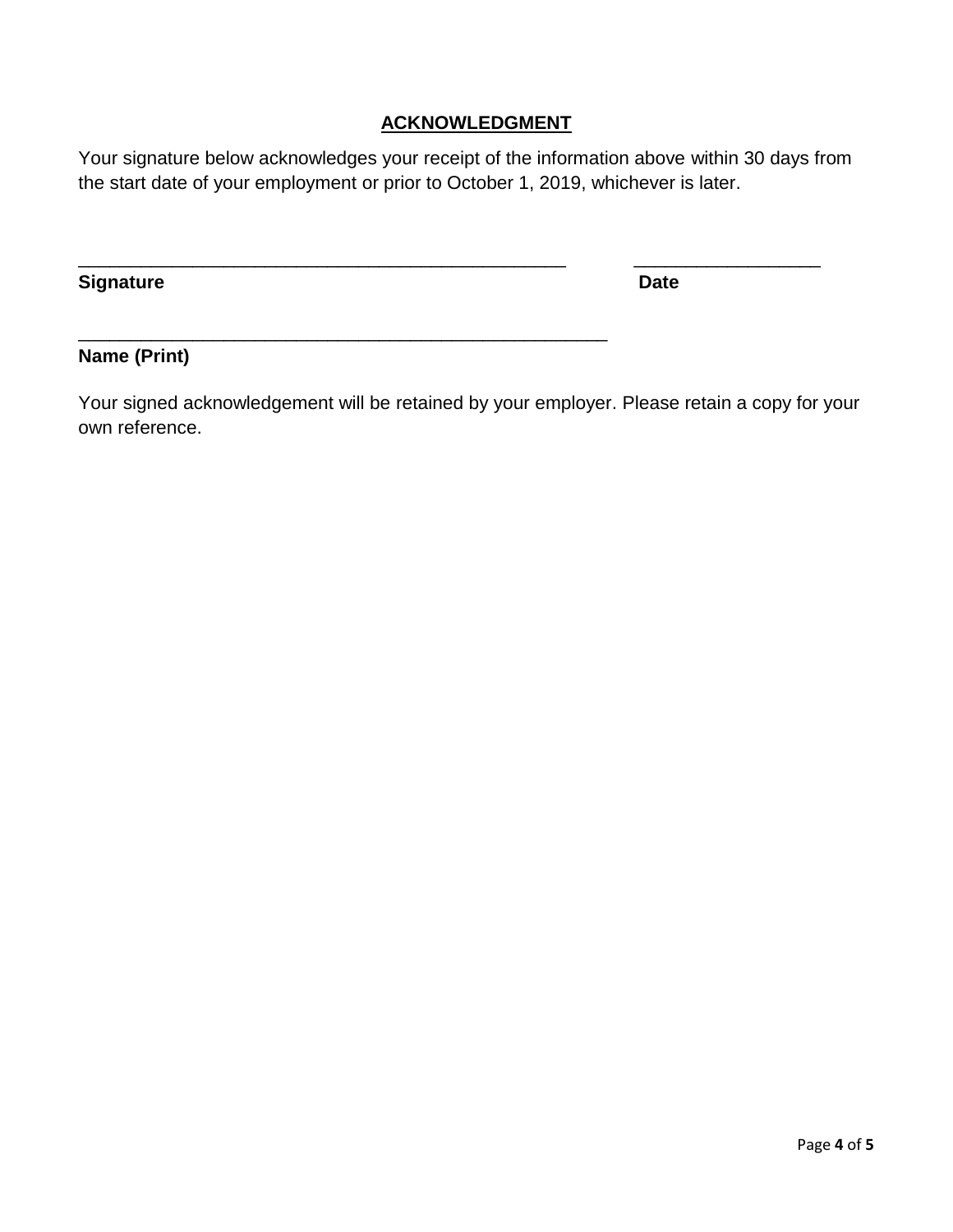## ACKNOWLEDGMENT

Your signature below acknowledges your receipt of the information above within 30 days from the start date of your employment or prior to October 1, 2019, whichever is later.

_________________________________________________ __________________

**Signature** **Date**

_____________________________________________________

**Name (Print)**

Your signed acknowledgement will be retained by your employer. Please retain a copy for your own reference.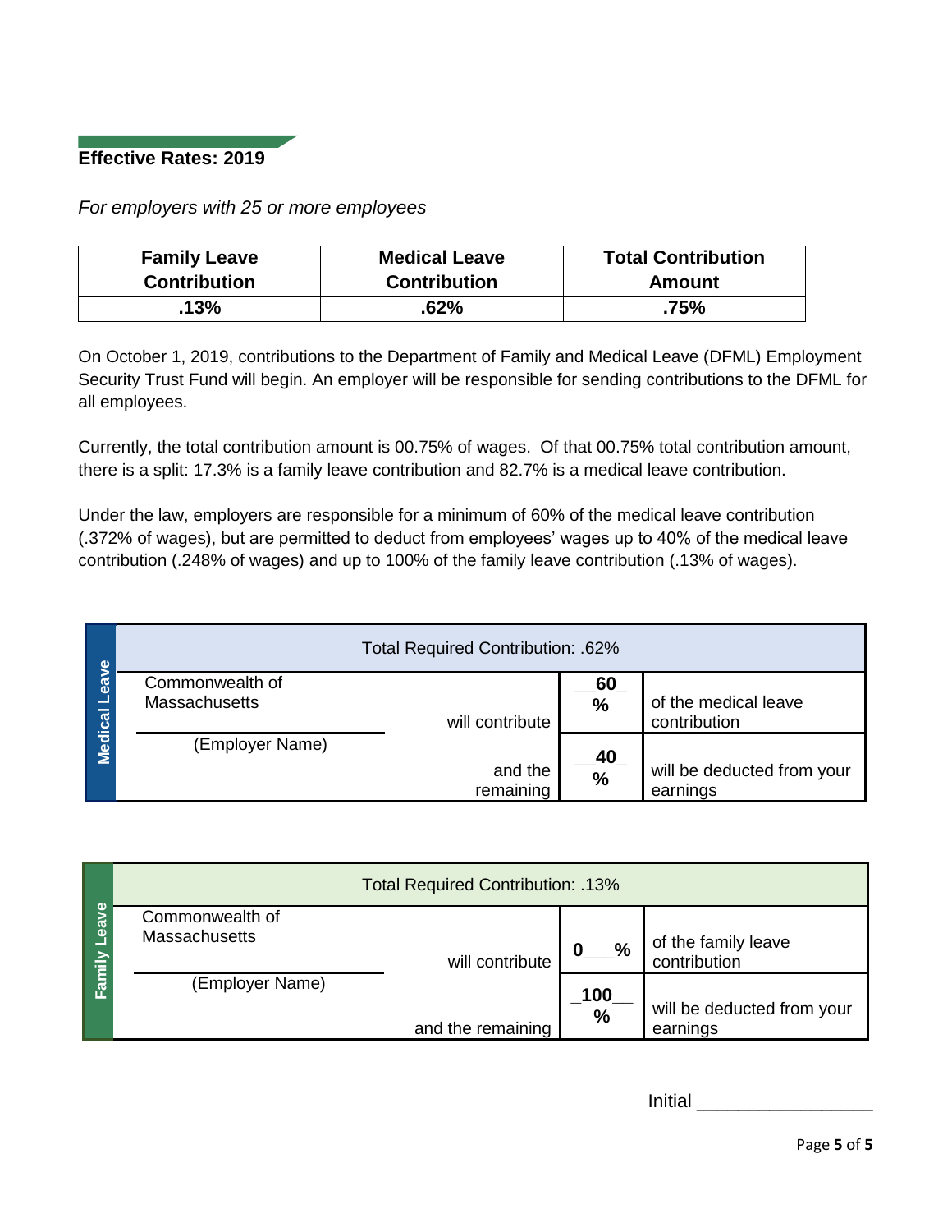## Effective Rates: 2019

*For employers with 25 or more employees*

| Family Leave Contribution | Medical Leave Contribution | Total Contribution Amount |
|---|---|---|
| .13% | .62% | .75% |

On October 1, 2019, contributions to the Department of Family and Medical Leave (DFML) Employment Security Trust Fund will begin. An employer will be responsible for sending contributions to the DFML for all employees.

Currently, the total contribution amount is 00.75% of wages. Of that 00.75% total contribution amount, there is a split: 17.3% is a family leave contribution and 82.7% is a medical leave contribution.

Under the law, employers are responsible for a minimum of 60% of the medical leave contribution (.372% of wages), but are permitted to deduct from employees' wages up to 40% of the medical leave contribution (.248% of wages) and up to 100% of the family leave contribution (.13% of wages).

| Medical Leave | Total Required Contribution: .62% | | | |
|---|---|---|---|---|
| | Commonwealth of Massachusetts (Employer Name) | will contribute | __60_ % | of the medical leave contribution |
| | | and the remaining | __40_ % | will be deducted from your earnings |

| Family Leave | Total Required Contribution: .13% | | | |
|---|---|---|---|---|
| | Commonwealth of Massachusetts (Employer Name) | will contribute | 0___% | of the family leave contribution |
| | | and the remaining | _100__ % | will be deducted from your earnings |

Initial _________________